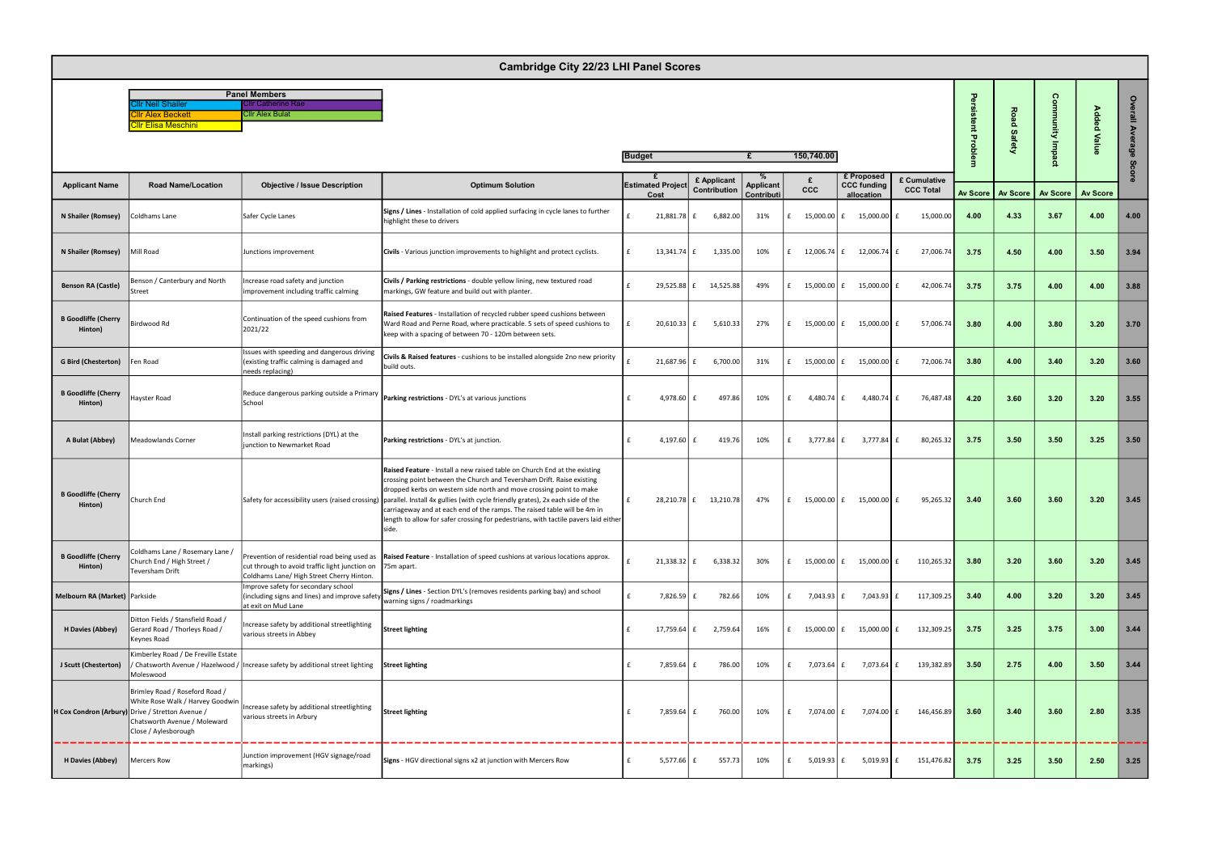# Cambridge City 22/23 LHI Panel Scores

**Panel Members**

- Cllr Neil Shailer
- Cllr Alex Beckett
- Cllr Elisa Meschini
- Cllr Catherine Rae
- Cllr Alex Bulat

**Budget** £ 150,740.00

| Applicant Name | Road Name/Location | Objective / Issue Description | Optimum Solution | £ Estimated Project Cost | £ Applicant Contribution | % Applicant Contribution | £ CCC | £ Proposed CCC funding allocation | £ Cumulative CCC Total | Persistent Problem Av Score | Road Safety Av Score | Community Impact Av Score | Added Value Av Score | Overall Average Score |
|---|---|---|---|---|---|---|---|---|---|---|---|---|---|---|
| N Shailer (Romsey) | Coldhams Lane | Safer Cycle Lanes | **Signs / Lines** - Installation of cold applied surfacing in cycle lanes to further highlight these to drivers | £ 21,881.78 | £ 6,882.00 | 31% | £ 15,000.00 | £ 15,000.00 | £ 15,000.00 | 4.00 | 4.33 | 3.67 | 4.00 | 4.00 |
| N Shailer (Romsey) | Mill Road | Junctions improvement | **Civils** - Various junction improvements to highlight and protect cyclists. | £ 13,341.74 | £ 1,335.00 | 10% | £ 12,006.74 | £ 12,006.74 | £ 27,006.74 | 3.75 | 4.50 | 4.00 | 3.50 | 3.94 |
| Benson RA (Castle) | Benson / Canterbury and North Street | Increase road safety and junction improvement including traffic calming | **Civils / Parking restrictions** - double yellow lining, new textured road markings, GW feature and build out with planter. | £ 29,525.88 | £ 14,525.88 | 49% | £ 15,000.00 | £ 15,000.00 | £ 42,006.74 | 3.75 | 3.75 | 4.00 | 4.00 | 3.88 |
| B Goodliffe (Cherry Hinton) | Birdwood Rd | Continuation of the speed cushions from 2021/22 | **Raised Features** - Installation of recycled rubber speed cushions between Ward Road and Perne Road, where practicable. 5 sets of speed cushions to keep with a spacing of between 70 - 120m between sets. | £ 20,610.33 | £ 5,610.33 | 27% | £ 15,000.00 | £ 15,000.00 | £ 57,006.74 | 3.80 | 4.00 | 3.80 | 3.20 | 3.70 |
| G Bird (Chesterton) | Fen Road | Issues with speeding and dangerous driving (existing traffic calming is damaged and needs replacing) | **Civils & Raised features** - cushions to be installed alongside 2no new priority build outs. | £ 21,687.96 | £ 6,700.00 | 31% | £ 15,000.00 | £ 15,000.00 | £ 72,006.74 | 3.80 | 4.00 | 3.40 | 3.20 | 3.60 |
| B Goodliffe (Cherry Hinton) | Hayster Road | Reduce dangerous parking outside a Primary School | **Parking restrictions** - DYL's at various junctions | £ 4,978.60 | £ 497.86 | 10% | £ 4,480.74 | £ 4,480.74 | £ 76,487.48 | 4.20 | 3.60 | 3.20 | 3.20 | 3.55 |
| A Bulat (Abbey) | Meadowlands Corner | Install parking restrictions (DYL) at the junction to Newmarket Road | **Parking restrictions** - DYL's at junction. | £ 4,197.60 | £ 419.76 | 10% | £ 3,777.84 | £ 3,777.84 | £ 80,265.32 | 3.75 | 3.50 | 3.50 | 3.25 | 3.50 |
| B Goodliffe (Cherry Hinton) | Church End | Safety for accessibility users (raised crossing) | **Raised Feature** - Install a new raised table on Church End at the existing crossing point between the Church and Teversham Drift. Raise existing dropped kerbs on western side north and move crossing point to make parallel. Install 4x gullies (with cycle friendly grates), 2x each side of the carriageway and at each end of the ramps. The raised table will be 4m in length to allow for safer crossing for pedestrians, with tactile pavers laid either side. | £ 28,210.78 | £ 13,210.78 | 47% | £ 15,000.00 | £ 15,000.00 | £ 95,265.32 | 3.40 | 3.60 | 3.60 | 3.20 | 3.45 |
| B Goodliffe (Cherry Hinton) | Coldhams Lane / Rosemary Lane / Church End / High Street / Teversham Drift | Prevention of residential road being used as cut through to avoid traffic light junction on Coldhams Lane/ High Street Cherry Hinton. | **Raised Feature** - Installation of speed cushions at various locations approx. 75m apart. | £ 21,338.32 | £ 6,338.32 | 30% | £ 15,000.00 | £ 15,000.00 | £ 110,265.32 | 3.80 | 3.20 | 3.60 | 3.20 | 3.45 |
| Melbourn RA (Market) | Parkside | Improve safety for secondary school (including signs and lines) and improve safety at exit on Mud Lane | **Signs / Lines** - Section DYL's (removes residents parking bay) and school warning signs / roadmarkings | £ 7,826.59 | £ 782.66 | 10% | £ 7,043.93 | £ 7,043.93 | £ 117,309.25 | 3.40 | 4.00 | 3.20 | 3.20 | 3.45 |
| H Davies (Abbey) | Ditton Fields / Stansfield Road / Gerard Road / Thorleys Road / Keynes Road | Increase safety by additional streetlighting various streets in Abbey | **Street lighting** | £ 17,759.64 | £ 2,759.64 | 16% | £ 15,000.00 | £ 15,000.00 | £ 132,309.25 | 3.75 | 3.25 | 3.75 | 3.00 | 3.44 |
| J Scutt (Chesterton) | Kimberley Road / De Freville Estate / Chatsworth Avenue / Hazelwood / Moleswood | Increase safety by additional street lighting | **Street lighting** | £ 7,859.64 | £ 786.00 | 10% | £ 7,073.64 | £ 7,073.64 | £ 139,382.89 | 3.50 | 2.75 | 4.00 | 3.50 | 3.44 |
| H Cox Condron (Arbury) | Brimley Road / Roseford Road / White Rose Walk / Harvey Goodwin Drive / Stretton Avenue / Chatsworth Avenue / Moleward Close / Aylesborough | Increase safety by additional streetlighting various streets in Arbury | **Street lighting** | £ 7,859.64 | £ 760.00 | 10% | £ 7,074.00 | £ 7,074.00 | £ 146,456.89 | 3.60 | 3.40 | 3.60 | 2.80 | 3.35 |
| H Davies (Abbey) | Mercers Row | Junction improvement (HGV signage/road markings) | **Signs** - HGV directional signs x2 at junction with Mercers Row | £ 5,577.66 | £ 557.73 | 10% | £ 5,019.93 | £ 5,019.93 | £ 151,476.82 | 3.75 | 3.25 | 3.50 | 2.50 | 3.25 |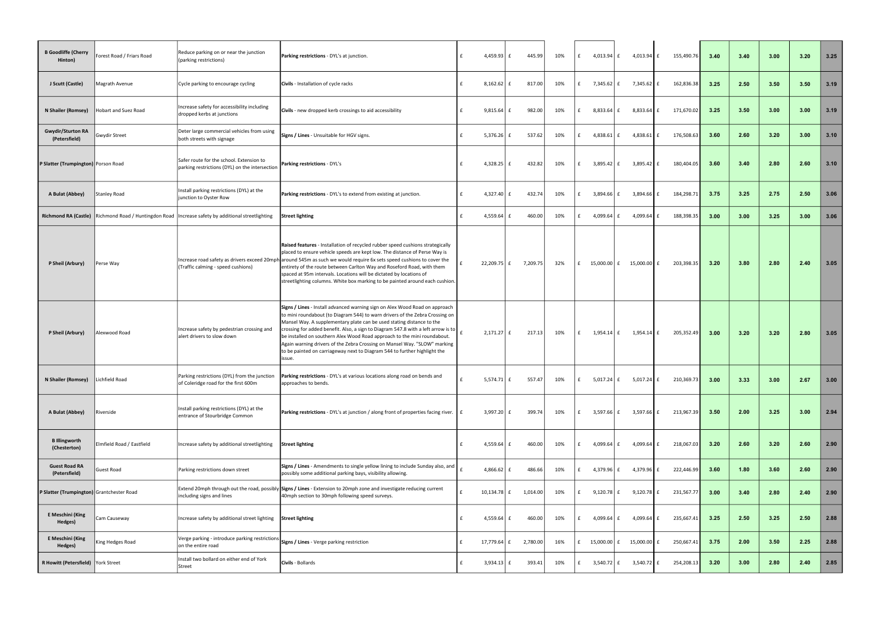| | | | | | | | | | | | | | | | |
|---|---|---|---|---|---|---|---|---|---|---|---|---|---|---|---|
| **B Goodliffe (Cherry Hinton)** | Forest Road / Friars Road | Reduce parking on or near the junction (parking restrictions) | **Parking restrictions** - DYL's at junction. | £ 4,459.93 | £ 445.99 | 10% | £ 4,013.94 | £ 4,013.94 | £ 155,490.76 | **3.40** | **3.40** | **3.00** | **3.20** | **3.25** |
| **J Scott (Castle)** | Magrath Avenue | Cycle parking to encourage cycling | **Civils** - Installation of cycle racks | £ 8,162.62 | £ 817.00 | 10% | £ 7,345.62 | £ 7,345.62 | £ 162,836.38 | **3.25** | **2.50** | **3.50** | **3.50** | **3.19** |
| **N Shailer (Romsey)** | Hobart and Suez Road | Increase safety for accessibility including dropped kerbs at junctions | **Civils** - new dropped kerb crossings to aid accessibility | £ 9,815.64 | £ 982.00 | 10% | £ 8,833.64 | £ 8,833.64 | £ 171,670.02 | **3.25** | **3.50** | **3.00** | **3.00** | **3.19** |
| **Gwydir/Sturton RA (Petersfield)** | Gwydir Street | Deter large commercial vehicles from using both streets with signage | **Signs / Lines** - Unsuitable for HGV signs. | £ 5,376.26 | £ 537.62 | 10% | £ 4,838.61 | £ 4,838.61 | £ 176,508.63 | **3.60** | **2.60** | **3.20** | **3.00** | **3.10** |
| **P Slatter (Trumpington)** | Porson Road | Safer route for the school. Extension to parking restrictions (DYL) on the intersection | **Parking restrictions** - DYL's | £ 4,328.25 | £ 432.82 | 10% | £ 3,895.42 | £ 3,895.42 | £ 180,404.05 | **3.60** | **3.40** | **2.80** | **2.60** | **3.10** |
| **A Bulat (Abbey)** | Stanley Road | Install parking restrictions (DYL) at the junction to Oyster Row | **Parking restrictions** - DYL's to extend from existing at junction. | £ 4,327.40 | £ 432.74 | 10% | £ 3,894.66 | £ 3,894.66 | £ 184,298.71 | **3.75** | **3.25** | **2.75** | **2.50** | **3.06** |
| **Richmond RA (Castle)** | Richmond Road / Huntingdon Road | Increase safety by additional streetlighting | **Street lighting** | £ 4,559.64 | £ 460.00 | 10% | £ 4,099.64 | £ 4,099.64 | £ 188,398.35 | **3.00** | **3.00** | **3.25** | **3.00** | **3.06** |
| **P Sheil (Arbury)** | Perse Way | Increase road safety as drivers exceed 20mph (Traffic calming - speed cushions) | **Raised features** - Installation of recycled rubber speed cushions strategically placed to ensure vehicle speeds are kept low. The distance of Perse Way is around 545m as such we would require 6x sets speed cushions to cover the entirety of the route between Carlton Way and Roseford Road, with them spaced at 95m intervals. Locations will be dictated by locations of streetlighting columns. White box marking to be painted around each cushion. | £ 22,209.75 | £ 7,209.75 | 32% | £ 15,000.00 | £ 15,000.00 | £ 203,398.35 | **3.20** | **3.80** | **2.80** | **2.40** | **3.05** |
| **P Sheil (Arbury)** | Alexwood Road | Increase safety by pedestrian crossing and alert drivers to slow down | **Signs / Lines** - Install advanced warning sign on Alex Wood Road on approach to mini roundabout (to Diagram 544) to warn drivers of the Zebra Crossing on Mansel Way. A supplementary plate can be used stating distance to the crossing for added benefit. Also, a sign to Diagram 547.8 with a left arrow is to be installed on southern Alex Wood Road approach to the mini roundabout. Again warning drivers of the Zebra Crossing on Mansel Way. "SLOW" marking to be painted on carriageway next to Diagram 544 to further highlight the issue. | £ 2,171.27 | £ 217.13 | 10% | £ 1,954.14 | £ 1,954.14 | £ 205,352.49 | **3.00** | **3.20** | **3.20** | **2.80** | **3.05** |
| **N Shailer (Romsey)** | Lichfield Road | Parking restrictions (DYL) from the junction of Coleridge road for the first 600m | **Parking restrictions** - DYL's at various locations along road on bends and approaches to bends. | £ 5,574.71 | £ 557.47 | 10% | £ 5,017.24 | £ 5,017.24 | £ 210,369.73 | **3.00** | **3.33** | **3.00** | **2.67** | **3.00** |
| **A Bulat (Abbey)** | Riverside | Install parking restrictions (DYL) at the entrance of Stourbridge Common | **Parking restrictions** - DYL's at junction / along front of properties facing river. | £ 3,997.20 | £ 399.74 | 10% | £ 3,597.66 | £ 3,597.66 | £ 213,967.39 | **3.50** | **2.00** | **3.25** | **3.00** | **2.94** |
| **B Illingworth (Chesterton)** | Elmfield Road / Eastfield | Increase safety by additional streetlighting | **Street lighting** | £ 4,559.64 | £ 460.00 | 10% | £ 4,099.64 | £ 4,099.64 | £ 218,067.03 | **3.20** | **2.60** | **3.20** | **2.60** | **2.90** |
| **Guest Road RA (Petersfield)** | Guest Road | Parking restrictions down street | **Signs / Lines** - Amendments to single yellow lining to include Sunday also, and possibly some additional parking bays, visibility allowing. | £ 4,866.62 | £ 486.66 | 10% | £ 4,379.96 | £ 4,379.96 | £ 222,446.99 | **3.60** | **1.80** | **3.60** | **2.60** | **2.90** |
| **P Slatter (Trumpington)** | Grantchester Road | Extend 20mph through out the road, possibly including signs and lines | **Signs / Lines** - Extension to 20mph zone and investigate reducing current 40mph section to 30mph following speed surveys. | £ 10,134.78 | £ 1,014.00 | 10% | £ 9,120.78 | £ 9,120.78 | £ 231,567.77 | **3.00** | **3.40** | **2.80** | **2.40** | **2.90** |
| **E Meschini (King Hedges)** | Cam Causeway | Increase safety by additional street lighting | **Street lighting** | £ 4,559.64 | £ 460.00 | 10% | £ 4,099.64 | £ 4,099.64 | £ 235,667.41 | **3.25** | **2.50** | **3.25** | **2.50** | **2.88** |
| **E Meschini (King Hedges)** | King Hedges Road | Verge parking - introduce parking restrictions on the entire road | **Signs / Lines** - Verge parking restriction | £ 17,779.64 | £ 2,780.00 | 16% | £ 15,000.00 | £ 15,000.00 | £ 250,667.41 | **3.75** | **2.00** | **3.50** | **2.25** | **2.88** |
| **R Howitt (Petersfield)** | York Street | Install two bollard on either end of York Street | **Civils** - Bollards | £ 3,934.13 | £ 393.41 | 10% | £ 3,540.72 | £ 3,540.72 | £ 254,208.13 | **3.20** | **3.00** | **2.80** | **2.40** | **2.85** |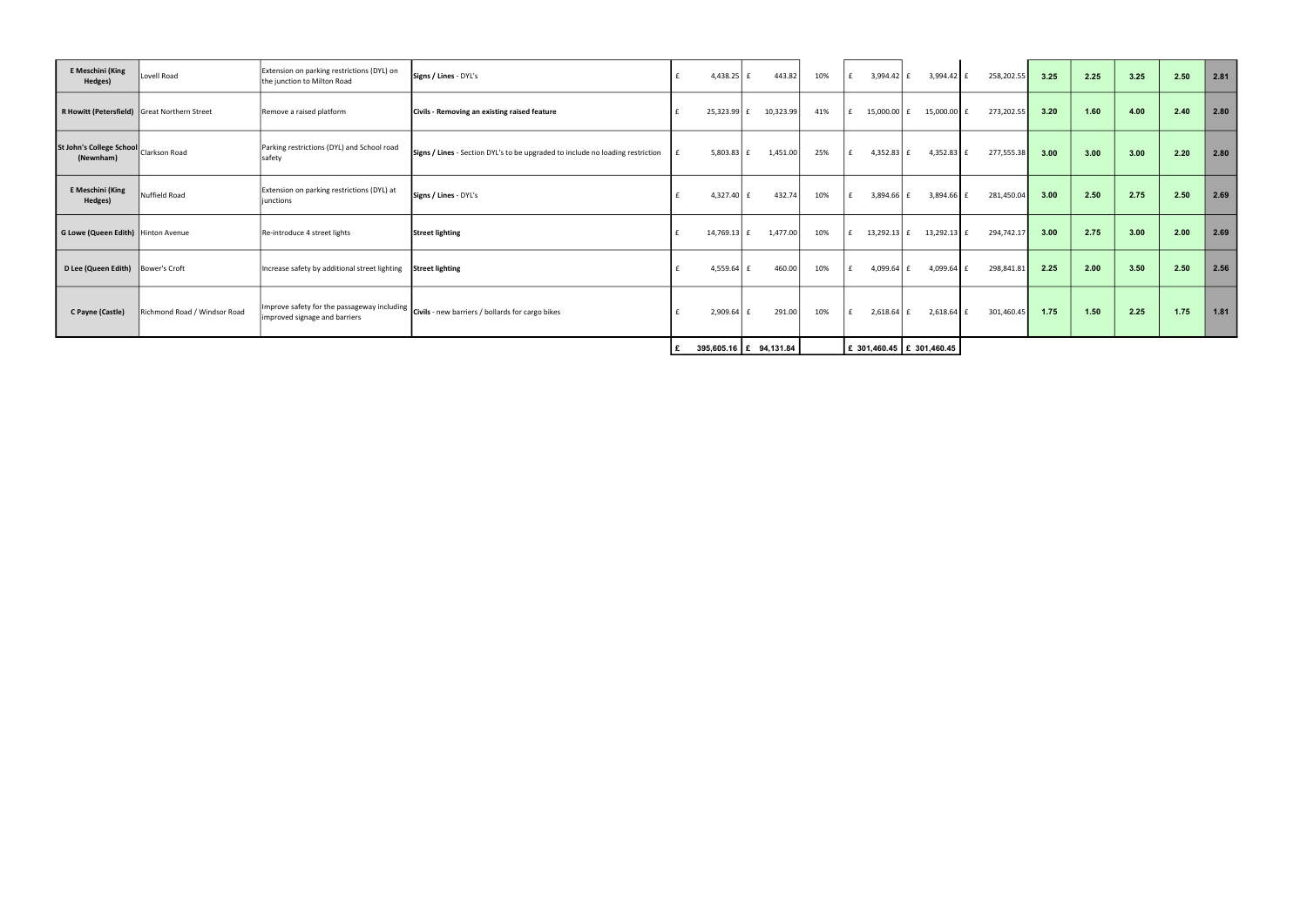| | | | | | | | | | | | | | | | |
|---|---|---|---|---|---|---|---|---|---|---|---|---|---|---|---|
| **E Meschini (King Hedges)** | Lovell Road | Extension on parking restrictions (DYL) on the junction to Milton Road | **Signs / Lines** - DYL's | £ 4,438.25 | £ 443.82 | 10% | £ 3,994.42 | £ 3,994.42 | £ 258,202.55 | **3.25** | **2.25** | **3.25** | **2.50** | **2.81** |
| **R Howitt (Petersfield)** | Great Northern Street | Remove a raised platform | **Civils - Removing an existing raised feature** | £ 25,323.99 | £ 10,323.99 | 41% | £ 15,000.00 | £ 15,000.00 | £ 273,202.55 | **3.20** | **1.60** | **4.00** | **2.40** | **2.80** |
| **St John's College School (Newnham)** | Clarkson Road | Parking restrictions (DYL) and School road safety | **Signs / Lines** - Section DYL's to be upgraded to include no loading restriction | £ 5,803.83 | £ 1,451.00 | 25% | £ 4,352.83 | £ 4,352.83 | £ 277,555.38 | **3.00** | **3.00** | **3.00** | **2.20** | **2.80** |
| **E Meschini (King Hedges)** | Nuffield Road | Extension on parking restrictions (DYL) at junctions | **Signs / Lines** - DYL's | £ 4,327.40 | £ 432.74 | 10% | £ 3,894.66 | £ 3,894.66 | £ 281,450.04 | **3.00** | **2.50** | **2.75** | **2.50** | **2.69** |
| **G Lowe (Queen Edith)** | Hinton Avenue | Re-introduce 4 street lights | **Street lighting** | £ 14,769.13 | £ 1,477.00 | 10% | £ 13,292.13 | £ 13,292.13 | £ 294,742.17 | **3.00** | **2.75** | **3.00** | **2.00** | **2.69** |
| **D Lee (Queen Edith)** | Bower's Croft | Increase safety by additional street lighting | **Street lighting** | £ 4,559.64 | £ 460.00 | 10% | £ 4,099.64 | £ 4,099.64 | £ 298,841.81 | **2.25** | **2.00** | **3.50** | **2.50** | **2.56** |
| **C Payne (Castle)** | Richmond Road / Windsor Road | Improve safety for the passageway including improved signage and barriers | **Civils** - new barriers / bollards for cargo bikes | £ 2,909.64 | £ 291.00 | 10% | £ 2,618.64 | £ 2,618.64 | £ 301,460.45 | **1.75** | **1.50** | **2.25** | **1.75** | **1.81** |
| | | | | **£ 395,605.16** | **£ 94,131.84** | | **£ 301,460.45** | **£ 301,460.45** | | | | | | |